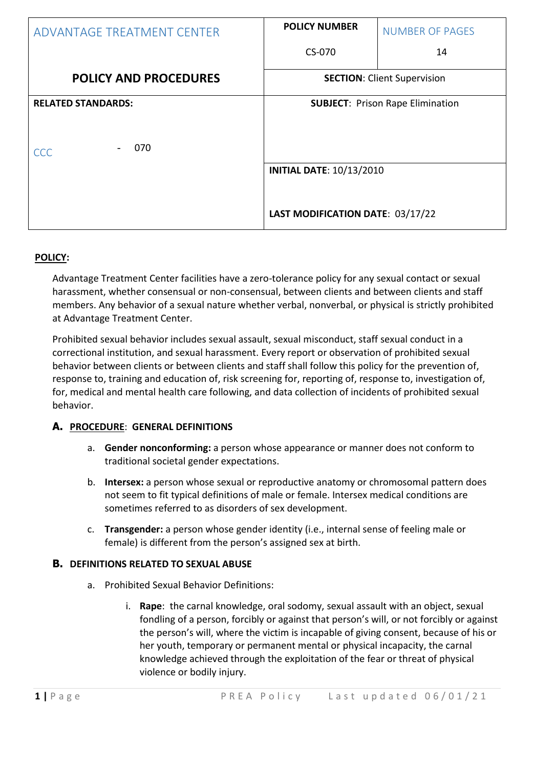| ADVANTAGE TREATMENT CENTER | POLICY NUMBER<br>CS-070 | NUMBER OF PAGES<br>14 |
| --- | --- | --- |
| **POLICY AND PROCEDURES** | **SECTION**: Client Supervision | |
| **RELATED STANDARDS:**<br><br>CCC - 070 | **SUBJECT**: Prison Rape Elimination<br><br>**INITIAL DATE**: 10/13/2010<br><br>**LAST MODIFICATION DATE**: 03/17/22 | |

**POLICY:**

Advantage Treatment Center facilities have a zero-tolerance policy for any sexual contact or sexual harassment, whether consensual or non-consensual, between clients and between clients and staff members. Any behavior of a sexual nature whether verbal, nonverbal, or physical is strictly prohibited at Advantage Treatment Center.

Prohibited sexual behavior includes sexual assault, sexual misconduct, staff sexual conduct in a correctional institution, and sexual harassment. Every report or observation of prohibited sexual behavior between clients or between clients and staff shall follow this policy for the prevention of, response to, training and education of, risk screening for, reporting of, response to, investigation of, for, medical and mental health care following, and data collection of incidents of prohibited sexual behavior.

### A. PROCEDURE: GENERAL DEFINITIONS

a. **Gender nonconforming:** a person whose appearance or manner does not conform to traditional societal gender expectations.

b. **Intersex:** a person whose sexual or reproductive anatomy or chromosomal pattern does not seem to fit typical definitions of male or female. Intersex medical conditions are sometimes referred to as disorders of sex development.

c. **Transgender:** a person whose gender identity (i.e., internal sense of feeling male or female) is different from the person's assigned sex at birth.

### B. DEFINITIONS RELATED TO SEXUAL ABUSE

a. Prohibited Sexual Behavior Definitions:

i. **Rape**: the carnal knowledge, oral sodomy, sexual assault with an object, sexual fondling of a person, forcibly or against that person's will, or not forcibly or against the person's will, where the victim is incapable of giving consent, because of his or her youth, temporary or permanent mental or physical incapacity, the carnal knowledge achieved through the exploitation of the fear or threat of physical violence or bodily injury.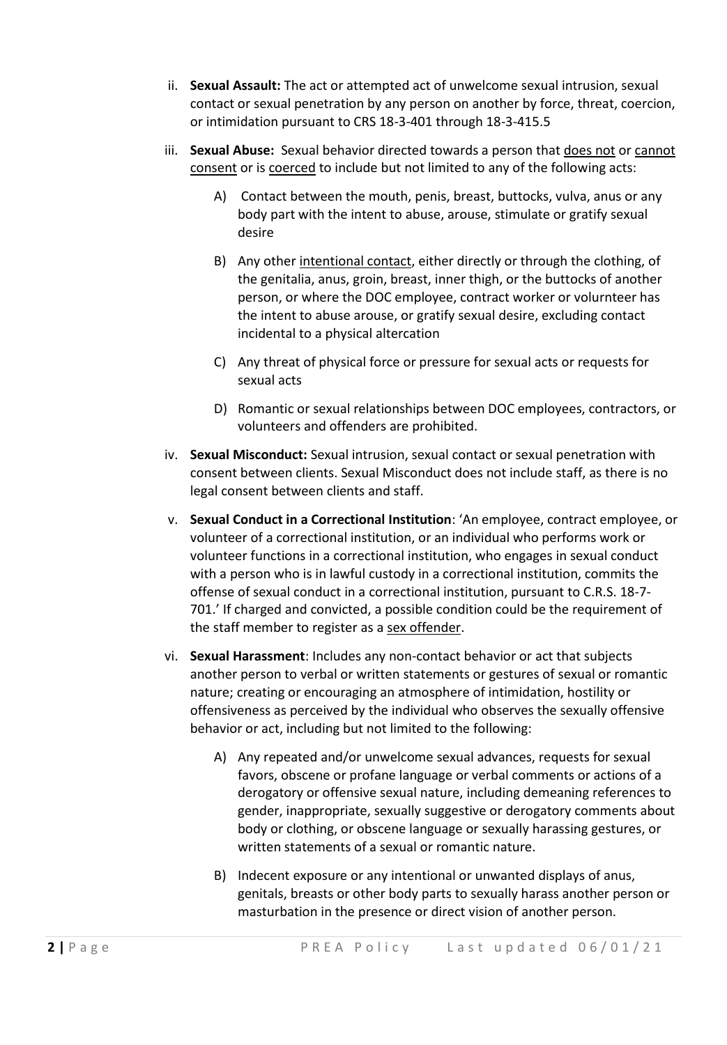ii. **Sexual Assault:** The act or attempted act of unwelcome sexual intrusion, sexual contact or sexual penetration by any person on another by force, threat, coercion, or intimidation pursuant to CRS 18-3-401 through 18-3-415.5

iii. **Sexual Abuse:** Sexual behavior directed towards a person that <u>does not</u> or <u>cannot consent</u> or is <u>coerced</u> to include but not limited to any of the following acts:

   A) Contact between the mouth, penis, breast, buttocks, vulva, anus or any body part with the intent to abuse, arouse, stimulate or gratify sexual desire

   B) Any other <u>intentional contact</u>, either directly or through the clothing, of the genitalia, anus, groin, breast, inner thigh, or the buttocks of another person, or where the DOC employee, contract worker or volurnteer has the intent to abuse arouse, or gratify sexual desire, excluding contact incidental to a physical altercation

   C) Any threat of physical force or pressure for sexual acts or requests for sexual acts

   D) Romantic or sexual relationships between DOC employees, contractors, or volunteers and offenders are prohibited.

iv. **Sexual Misconduct:** Sexual intrusion, sexual contact or sexual penetration with consent between clients. Sexual Misconduct does not include staff, as there is no legal consent between clients and staff.

v. **Sexual Conduct in a Correctional Institution**: 'An employee, contract employee, or volunteer of a correctional institution, or an individual who performs work or volunteer functions in a correctional institution, who engages in sexual conduct with a person who is in lawful custody in a correctional institution, commits the offense of sexual conduct in a correctional institution, pursuant to C.R.S. 18-7-701.' If charged and convicted, a possible condition could be the requirement of the staff member to register as a <u>sex offender</u>.

vi. **Sexual Harassment**: Includes any non-contact behavior or act that subjects another person to verbal or written statements or gestures of sexual or romantic nature; creating or encouraging an atmosphere of intimidation, hostility or offensiveness as perceived by the individual who observes the sexually offensive behavior or act, including but not limited to the following:

   A) Any repeated and/or unwelcome sexual advances, requests for sexual favors, obscene or profane language or verbal comments or actions of a derogatory or offensive sexual nature, including demeaning references to gender, inappropriate, sexually suggestive or derogatory comments about body or clothing, or obscene language or sexually harassing gestures, or written statements of a sexual or romantic nature.

   B) Indecent exposure or any intentional or unwanted displays of anus, genitals, breasts or other body parts to sexually harass another person or masturbation in the presence or direct vision of another person.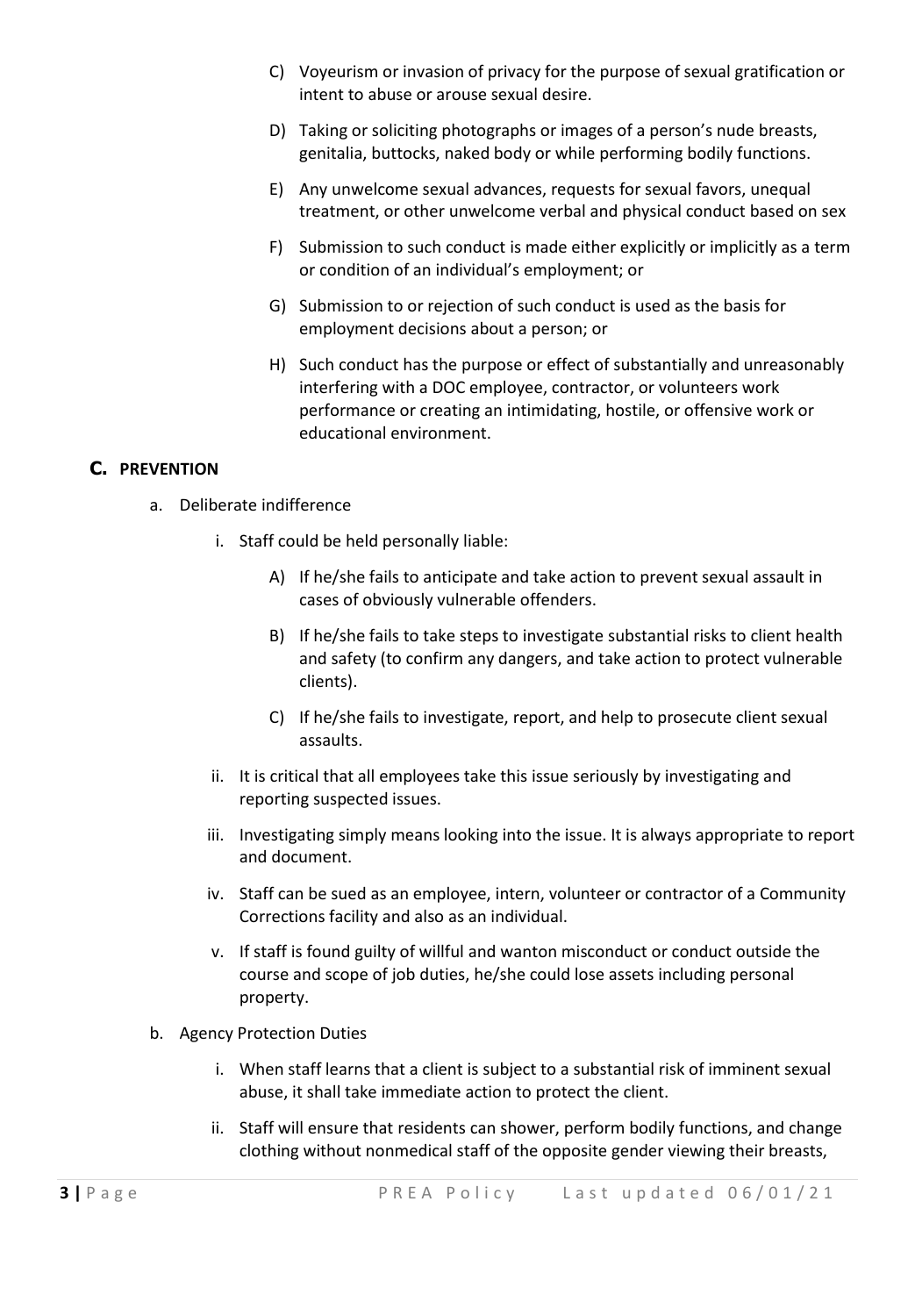C) Voyeurism or invasion of privacy for the purpose of sexual gratification or intent to abuse or arouse sexual desire.

D) Taking or soliciting photographs or images of a person's nude breasts, genitalia, buttocks, naked body or while performing bodily functions.

E) Any unwelcome sexual advances, requests for sexual favors, unequal treatment, or other unwelcome verbal and physical conduct based on sex

F) Submission to such conduct is made either explicitly or implicitly as a term or condition of an individual's employment; or

G) Submission to or rejection of such conduct is used as the basis for employment decisions about a person; or

H) Such conduct has the purpose or effect of substantially and unreasonably interfering with a DOC employee, contractor, or volunteers work performance or creating an intimidating, hostile, or offensive work or educational environment.

## C. PREVENTION

a. Deliberate indifference

   i. Staff could be held personally liable:

      A) If he/she fails to anticipate and take action to prevent sexual assault in cases of obviously vulnerable offenders.

      B) If he/she fails to take steps to investigate substantial risks to client health and safety (to confirm any dangers, and take action to protect vulnerable clients).

      C) If he/she fails to investigate, report, and help to prosecute client sexual assaults.

   ii. It is critical that all employees take this issue seriously by investigating and reporting suspected issues.

   iii. Investigating simply means looking into the issue. It is always appropriate to report and document.

   iv. Staff can be sued as an employee, intern, volunteer or contractor of a Community Corrections facility and also as an individual.

   v. If staff is found guilty of willful and wanton misconduct or conduct outside the course and scope of job duties, he/she could lose assets including personal property.

b. Agency Protection Duties

   i. When staff learns that a client is subject to a substantial risk of imminent sexual abuse, it shall take immediate action to protect the client.

   ii. Staff will ensure that residents can shower, perform bodily functions, and change clothing without nonmedical staff of the opposite gender viewing their breasts,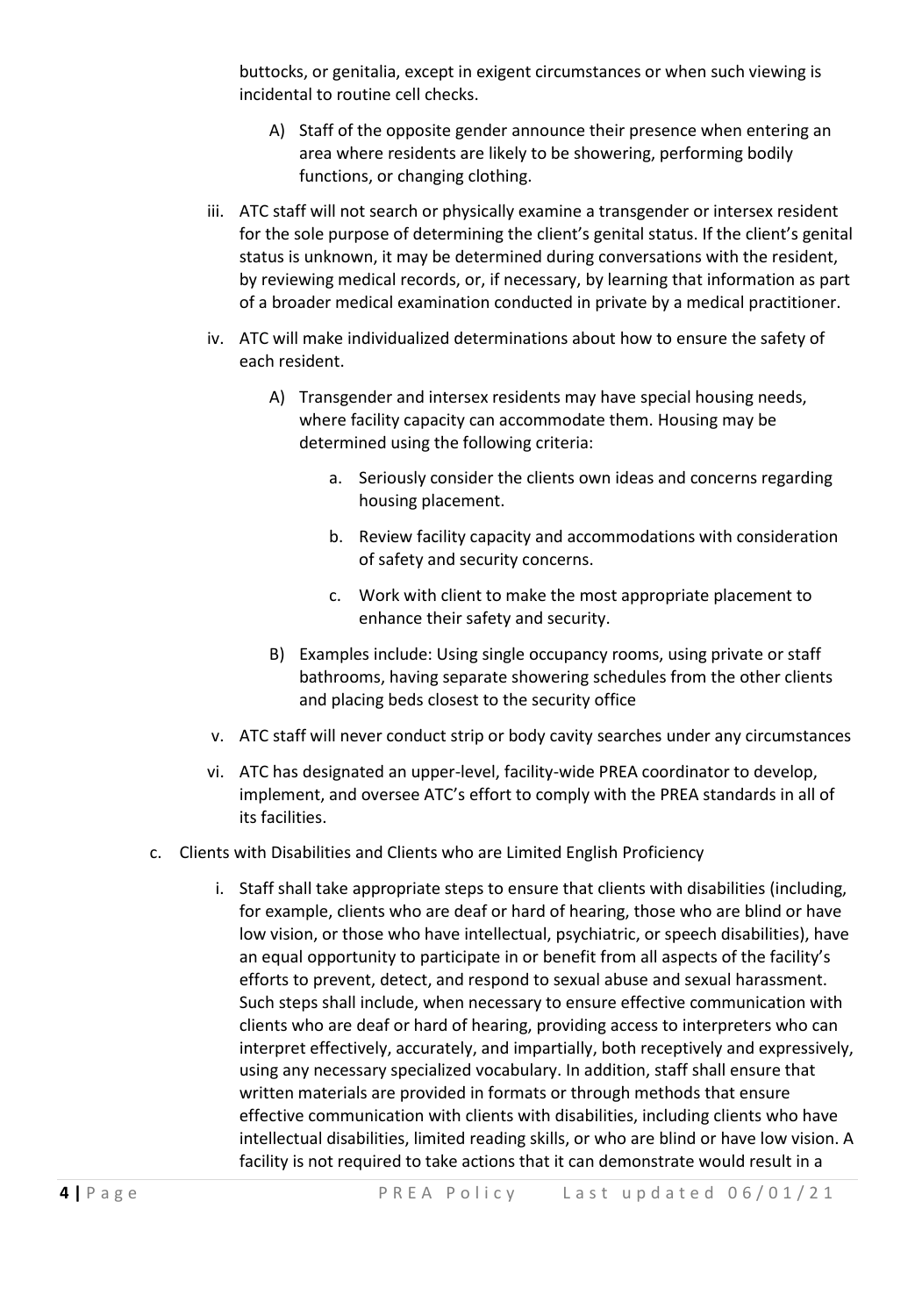buttocks, or genitalia, except in exigent circumstances or when such viewing is incidental to routine cell checks.

A) Staff of the opposite gender announce their presence when entering an area where residents are likely to be showering, performing bodily functions, or changing clothing.

iii. ATC staff will not search or physically examine a transgender or intersex resident for the sole purpose of determining the client's genital status. If the client's genital status is unknown, it may be determined during conversations with the resident, by reviewing medical records, or, if necessary, by learning that information as part of a broader medical examination conducted in private by a medical practitioner.

iv. ATC will make individualized determinations about how to ensure the safety of each resident.

A) Transgender and intersex residents may have special housing needs, where facility capacity can accommodate them. Housing may be determined using the following criteria:

a. Seriously consider the clients own ideas and concerns regarding housing placement.

b. Review facility capacity and accommodations with consideration of safety and security concerns.

c. Work with client to make the most appropriate placement to enhance their safety and security.

B) Examples include: Using single occupancy rooms, using private or staff bathrooms, having separate showering schedules from the other clients and placing beds closest to the security office

v. ATC staff will never conduct strip or body cavity searches under any circumstances

vi. ATC has designated an upper-level, facility-wide PREA coordinator to develop, implement, and oversee ATC's effort to comply with the PREA standards in all of its facilities.

c. Clients with Disabilities and Clients who are Limited English Proficiency

i. Staff shall take appropriate steps to ensure that clients with disabilities (including, for example, clients who are deaf or hard of hearing, those who are blind or have low vision, or those who have intellectual, psychiatric, or speech disabilities), have an equal opportunity to participate in or benefit from all aspects of the facility's efforts to prevent, detect, and respond to sexual abuse and sexual harassment. Such steps shall include, when necessary to ensure effective communication with clients who are deaf or hard of hearing, providing access to interpreters who can interpret effectively, accurately, and impartially, both receptively and expressively, using any necessary specialized vocabulary. In addition, staff shall ensure that written materials are provided in formats or through methods that ensure effective communication with clients with disabilities, including clients who have intellectual disabilities, limited reading skills, or who are blind or have low vision. A facility is not required to take actions that it can demonstrate would result in a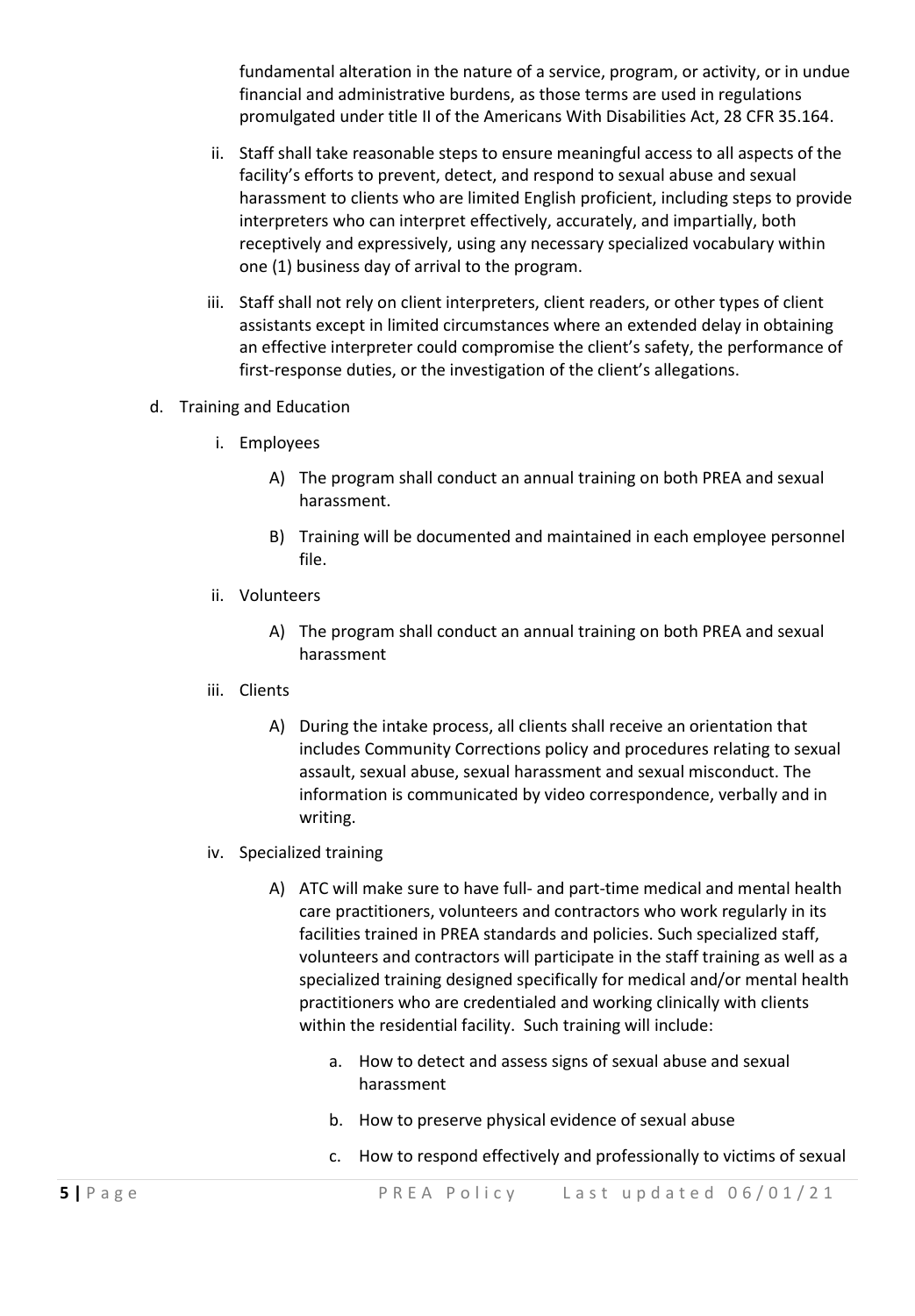fundamental alteration in the nature of a service, program, or activity, or in undue financial and administrative burdens, as those terms are used in regulations promulgated under title II of the Americans With Disabilities Act, 28 CFR 35.164.

ii. Staff shall take reasonable steps to ensure meaningful access to all aspects of the facility's efforts to prevent, detect, and respond to sexual abuse and sexual harassment to clients who are limited English proficient, including steps to provide interpreters who can interpret effectively, accurately, and impartially, both receptively and expressively, using any necessary specialized vocabulary within one (1) business day of arrival to the program.

iii. Staff shall not rely on client interpreters, client readers, or other types of client assistants except in limited circumstances where an extended delay in obtaining an effective interpreter could compromise the client's safety, the performance of first-response duties, or the investigation of the client's allegations.

d. Training and Education

   i. Employees

      A) The program shall conduct an annual training on both PREA and sexual harassment.

      B) Training will be documented and maintained in each employee personnel file.

   ii. Volunteers

      A) The program shall conduct an annual training on both PREA and sexual harassment

   iii. Clients

      A) During the intake process, all clients shall receive an orientation that includes Community Corrections policy and procedures relating to sexual assault, sexual abuse, sexual harassment and sexual misconduct. The information is communicated by video correspondence, verbally and in writing.

   iv. Specialized training

      A) ATC will make sure to have full- and part-time medical and mental health care practitioners, volunteers and contractors who work regularly in its facilities trained in PREA standards and policies. Such specialized staff, volunteers and contractors will participate in the staff training as well as a specialized training designed specifically for medical and/or mental health practitioners who are credentialed and working clinically with clients within the residential facility. Such training will include:

         a. How to detect and assess signs of sexual abuse and sexual harassment

         b. How to preserve physical evidence of sexual abuse

         c. How to respond effectively and professionally to victims of sexual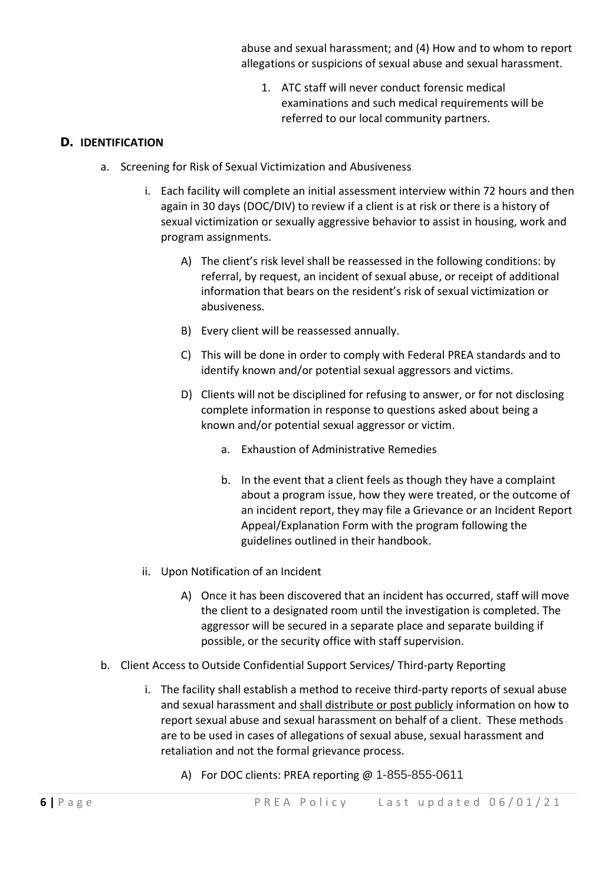abuse and sexual harassment; and (4) How and to whom to report allegations or suspicions of sexual abuse and sexual harassment.

1. ATC staff will never conduct forensic medical examinations and such medical requirements will be referred to our local community partners.

## D. IDENTIFICATION

a. Screening for Risk of Sexual Victimization and Abusiveness

   i. Each facility will complete an initial assessment interview within 72 hours and then again in 30 days (DOC/DIV) to review if a client is at risk or there is a history of sexual victimization or sexually aggressive behavior to assist in housing, work and program assignments.

      A) The client's risk level shall be reassessed in the following conditions: by referral, by request, an incident of sexual abuse, or receipt of additional information that bears on the resident's risk of sexual victimization or abusiveness.

      B) Every client will be reassessed annually.

      C) This will be done in order to comply with Federal PREA standards and to identify known and/or potential sexual aggressors and victims.

      D) Clients will not be disciplined for refusing to answer, or for not disclosing complete information in response to questions asked about being a known and/or potential sexual aggressor or victim.

         a. Exhaustion of Administrative Remedies

         b. In the event that a client feels as though they have a complaint about a program issue, how they were treated, or the outcome of an incident report, they may file a Grievance or an Incident Report Appeal/Explanation Form with the program following the guidelines outlined in their handbook.

   ii. Upon Notification of an Incident

      A) Once it has been discovered that an incident has occurred, staff will move the client to a designated room until the investigation is completed. The aggressor will be secured in a separate place and separate building if possible, or the security office with staff supervision.

b. Client Access to Outside Confidential Support Services/ Third-party Reporting

   i. The facility shall establish a method to receive third-party reports of sexual abuse and sexual harassment and <u>shall distribute or post publicly</u> information on how to report sexual abuse and sexual harassment on behalf of a client. These methods are to be used in cases of allegations of sexual abuse, sexual harassment and retaliation and not the formal grievance process.

      A) For DOC clients: PREA reporting @ 1-855-855-0611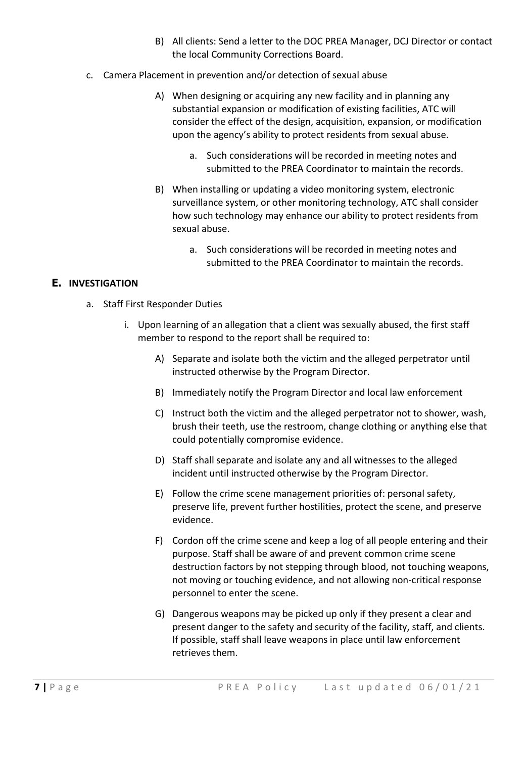B) All clients: Send a letter to the DOC PREA Manager, DCJ Director or contact the local Community Corrections Board.

c. Camera Placement in prevention and/or detection of sexual abuse

A) When designing or acquiring any new facility and in planning any substantial expansion or modification of existing facilities, ATC will consider the effect of the design, acquisition, expansion, or modification upon the agency's ability to protect residents from sexual abuse.

a. Such considerations will be recorded in meeting notes and submitted to the PREA Coordinator to maintain the records.

B) When installing or updating a video monitoring system, electronic surveillance system, or other monitoring technology, ATC shall consider how such technology may enhance our ability to protect residents from sexual abuse.

a. Such considerations will be recorded in meeting notes and submitted to the PREA Coordinator to maintain the records.

## E. INVESTIGATION

a. Staff First Responder Duties

i. Upon learning of an allegation that a client was sexually abused, the first staff member to respond to the report shall be required to:

A) Separate and isolate both the victim and the alleged perpetrator until instructed otherwise by the Program Director.

B) Immediately notify the Program Director and local law enforcement

C) Instruct both the victim and the alleged perpetrator not to shower, wash, brush their teeth, use the restroom, change clothing or anything else that could potentially compromise evidence.

D) Staff shall separate and isolate any and all witnesses to the alleged incident until instructed otherwise by the Program Director.

E) Follow the crime scene management priorities of: personal safety, preserve life, prevent further hostilities, protect the scene, and preserve evidence.

F) Cordon off the crime scene and keep a log of all people entering and their purpose. Staff shall be aware of and prevent common crime scene destruction factors by not stepping through blood, not touching weapons, not moving or touching evidence, and not allowing non-critical response personnel to enter the scene.

G) Dangerous weapons may be picked up only if they present a clear and present danger to the safety and security of the facility, staff, and clients. If possible, staff shall leave weapons in place until law enforcement retrieves them.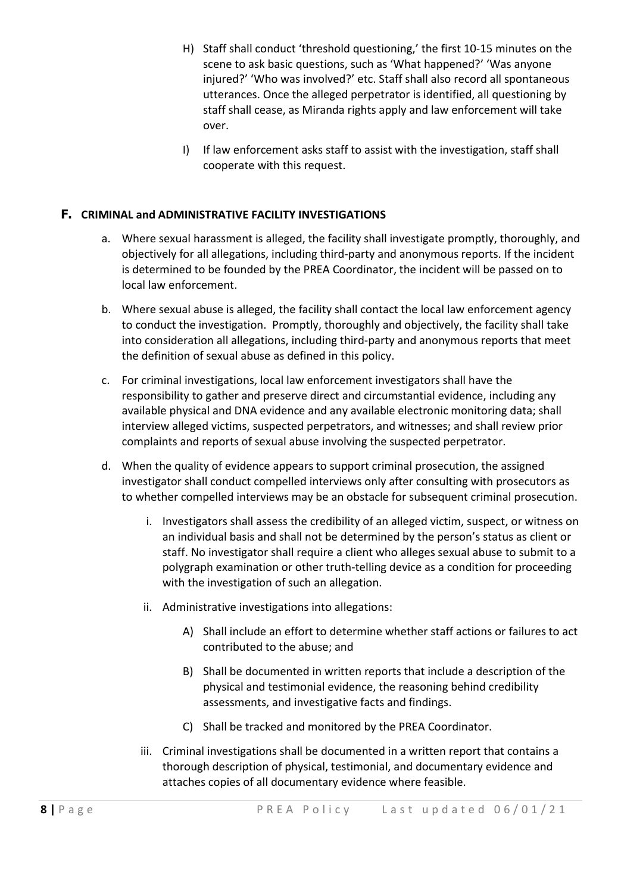H) Staff shall conduct 'threshold questioning,' the first 10-15 minutes on the scene to ask basic questions, such as 'What happened?' 'Was anyone injured?' 'Who was involved?' etc. Staff shall also record all spontaneous utterances. Once the alleged perpetrator is identified, all questioning by staff shall cease, as Miranda rights apply and law enforcement will take over.

I) If law enforcement asks staff to assist with the investigation, staff shall cooperate with this request.

## F. CRIMINAL and ADMINISTRATIVE FACILITY INVESTIGATIONS

a. Where sexual harassment is alleged, the facility shall investigate promptly, thoroughly, and objectively for all allegations, including third-party and anonymous reports. If the incident is determined to be founded by the PREA Coordinator, the incident will be passed on to local law enforcement.

b. Where sexual abuse is alleged, the facility shall contact the local law enforcement agency to conduct the investigation. Promptly, thoroughly and objectively, the facility shall take into consideration all allegations, including third-party and anonymous reports that meet the definition of sexual abuse as defined in this policy.

c. For criminal investigations, local law enforcement investigators shall have the responsibility to gather and preserve direct and circumstantial evidence, including any available physical and DNA evidence and any available electronic monitoring data; shall interview alleged victims, suspected perpetrators, and witnesses; and shall review prior complaints and reports of sexual abuse involving the suspected perpetrator.

d. When the quality of evidence appears to support criminal prosecution, the assigned investigator shall conduct compelled interviews only after consulting with prosecutors as to whether compelled interviews may be an obstacle for subsequent criminal prosecution.

   i. Investigators shall assess the credibility of an alleged victim, suspect, or witness on an individual basis and shall not be determined by the person's status as client or staff. No investigator shall require a client who alleges sexual abuse to submit to a polygraph examination or other truth-telling device as a condition for proceeding with the investigation of such an allegation.

   ii. Administrative investigations into allegations:

      A) Shall include an effort to determine whether staff actions or failures to act contributed to the abuse; and

      B) Shall be documented in written reports that include a description of the physical and testimonial evidence, the reasoning behind credibility assessments, and investigative facts and findings.

      C) Shall be tracked and monitored by the PREA Coordinator.

   iii. Criminal investigations shall be documented in a written report that contains a thorough description of physical, testimonial, and documentary evidence and attaches copies of all documentary evidence where feasible.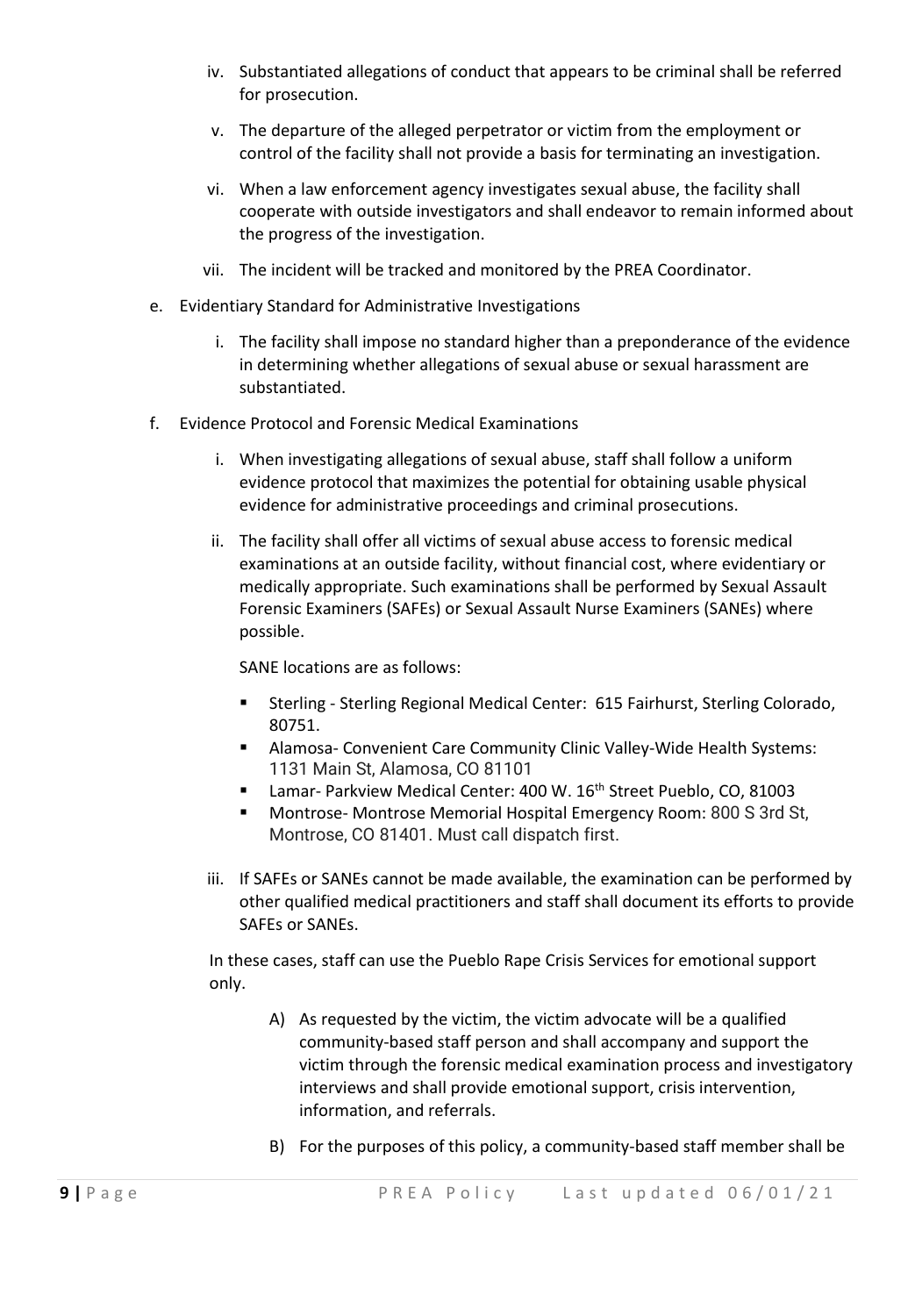iv. Substantiated allegations of conduct that appears to be criminal shall be referred for prosecution.

v. The departure of the alleged perpetrator or victim from the employment or control of the facility shall not provide a basis for terminating an investigation.

vi. When a law enforcement agency investigates sexual abuse, the facility shall cooperate with outside investigators and shall endeavor to remain informed about the progress of the investigation.

vii. The incident will be tracked and monitored by the PREA Coordinator.

e. Evidentiary Standard for Administrative Investigations

i. The facility shall impose no standard higher than a preponderance of the evidence in determining whether allegations of sexual abuse or sexual harassment are substantiated.

f. Evidence Protocol and Forensic Medical Examinations

i. When investigating allegations of sexual abuse, staff shall follow a uniform evidence protocol that maximizes the potential for obtaining usable physical evidence for administrative proceedings and criminal prosecutions.

ii. The facility shall offer all victims of sexual abuse access to forensic medical examinations at an outside facility, without financial cost, where evidentiary or medically appropriate. Such examinations shall be performed by Sexual Assault Forensic Examiners (SAFEs) or Sexual Assault Nurse Examiners (SANEs) where possible.

SANE locations are as follows:

- Sterling - Sterling Regional Medical Center: 615 Fairhurst, Sterling Colorado, 80751.
- Alamosa- Convenient Care Community Clinic Valley-Wide Health Systems: 1131 Main St, Alamosa, CO 81101
- Lamar- Parkview Medical Center: 400 W. 16th Street Pueblo, CO, 81003
- Montrose- Montrose Memorial Hospital Emergency Room: 800 S 3rd St, Montrose, CO 81401. Must call dispatch first.

iii. If SAFEs or SANEs cannot be made available, the examination can be performed by other qualified medical practitioners and staff shall document its efforts to provide SAFEs or SANEs.

In these cases, staff can use the Pueblo Rape Crisis Services for emotional support only.

A) As requested by the victim, the victim advocate will be a qualified community-based staff person and shall accompany and support the victim through the forensic medical examination process and investigatory interviews and shall provide emotional support, crisis intervention, information, and referrals.

B) For the purposes of this policy, a community-based staff member shall be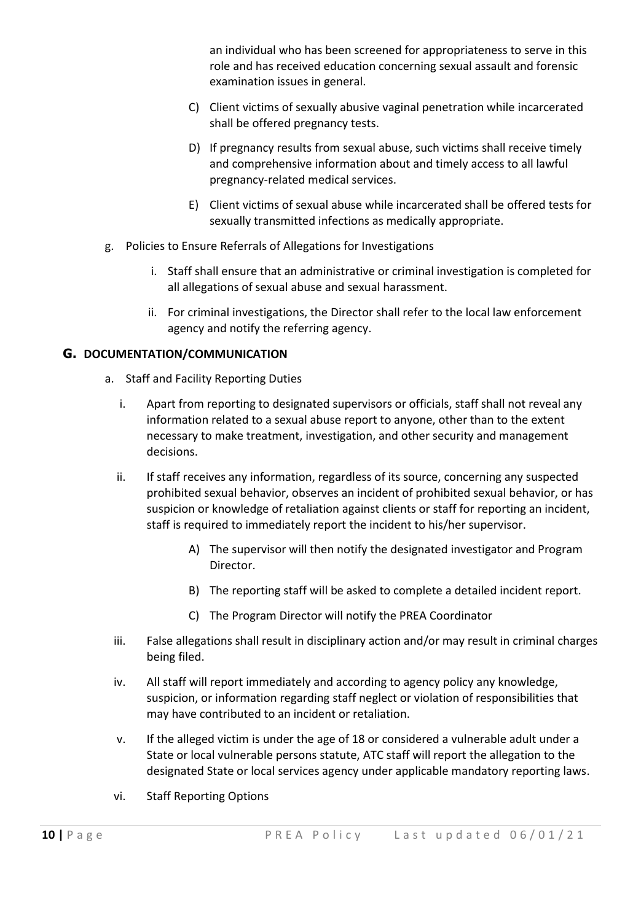an individual who has been screened for appropriateness to serve in this role and has received education concerning sexual assault and forensic examination issues in general.

C) Client victims of sexually abusive vaginal penetration while incarcerated shall be offered pregnancy tests.

D) If pregnancy results from sexual abuse, such victims shall receive timely and comprehensive information about and timely access to all lawful pregnancy-related medical services.

E) Client victims of sexual abuse while incarcerated shall be offered tests for sexually transmitted infections as medically appropriate.

g. Policies to Ensure Referrals of Allegations for Investigations

i. Staff shall ensure that an administrative or criminal investigation is completed for all allegations of sexual abuse and sexual harassment.

ii. For criminal investigations, the Director shall refer to the local law enforcement agency and notify the referring agency.

## G. DOCUMENTATION/COMMUNICATION

a. Staff and Facility Reporting Duties

i. Apart from reporting to designated supervisors or officials, staff shall not reveal any information related to a sexual abuse report to anyone, other than to the extent necessary to make treatment, investigation, and other security and management decisions.

ii. If staff receives any information, regardless of its source, concerning any suspected prohibited sexual behavior, observes an incident of prohibited sexual behavior, or has suspicion or knowledge of retaliation against clients or staff for reporting an incident, staff is required to immediately report the incident to his/her supervisor.

A) The supervisor will then notify the designated investigator and Program Director.

B) The reporting staff will be asked to complete a detailed incident report.

C) The Program Director will notify the PREA Coordinator

iii. False allegations shall result in disciplinary action and/or may result in criminal charges being filed.

iv. All staff will report immediately and according to agency policy any knowledge, suspicion, or information regarding staff neglect or violation of responsibilities that may have contributed to an incident or retaliation.

v. If the alleged victim is under the age of 18 or considered a vulnerable adult under a State or local vulnerable persons statute, ATC staff will report the allegation to the designated State or local services agency under applicable mandatory reporting laws.

vi. Staff Reporting Options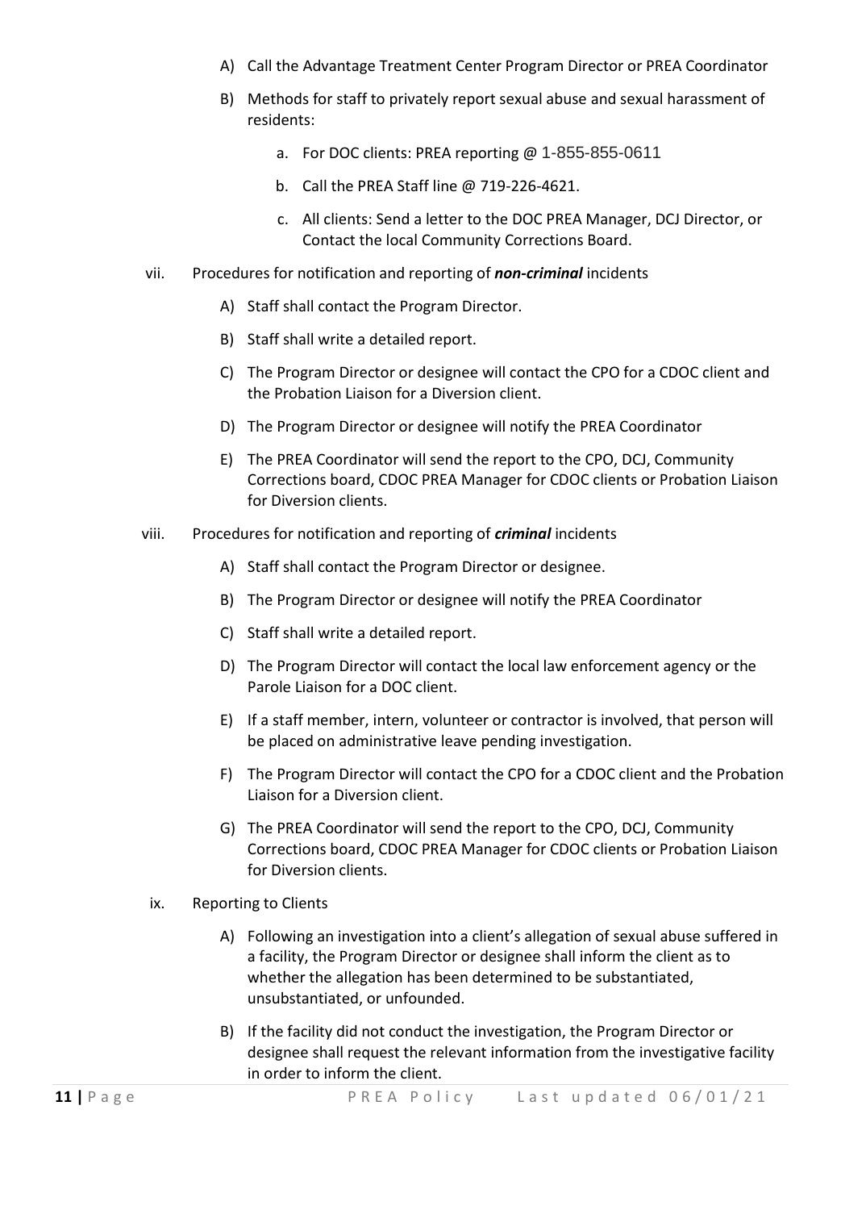A) Call the Advantage Treatment Center Program Director or PREA Coordinator

B) Methods for staff to privately report sexual abuse and sexual harassment of residents:

   a. For DOC clients: PREA reporting @ 1-855-855-0611

   b. Call the PREA Staff line @ 719-226-4621.

   c. All clients: Send a letter to the DOC PREA Manager, DCJ Director, or Contact the local Community Corrections Board.

vii. Procedures for notification and reporting of ***non-criminal*** incidents

A) Staff shall contact the Program Director.

B) Staff shall write a detailed report.

C) The Program Director or designee will contact the CPO for a CDOC client and the Probation Liaison for a Diversion client.

D) The Program Director or designee will notify the PREA Coordinator

E) The PREA Coordinator will send the report to the CPO, DCJ, Community Corrections board, CDOC PREA Manager for CDOC clients or Probation Liaison for Diversion clients.

viii. Procedures for notification and reporting of ***criminal*** incidents

A) Staff shall contact the Program Director or designee.

B) The Program Director or designee will notify the PREA Coordinator

C) Staff shall write a detailed report.

D) The Program Director will contact the local law enforcement agency or the Parole Liaison for a DOC client.

E) If a staff member, intern, volunteer or contractor is involved, that person will be placed on administrative leave pending investigation.

F) The Program Director will contact the CPO for a CDOC client and the Probation Liaison for a Diversion client.

G) The PREA Coordinator will send the report to the CPO, DCJ, Community Corrections board, CDOC PREA Manager for CDOC clients or Probation Liaison for Diversion clients.

ix. Reporting to Clients

A) Following an investigation into a client's allegation of sexual abuse suffered in a facility, the Program Director or designee shall inform the client as to whether the allegation has been determined to be substantiated, unsubstantiated, or unfounded.

B) If the facility did not conduct the investigation, the Program Director or designee shall request the relevant information from the investigative facility in order to inform the client.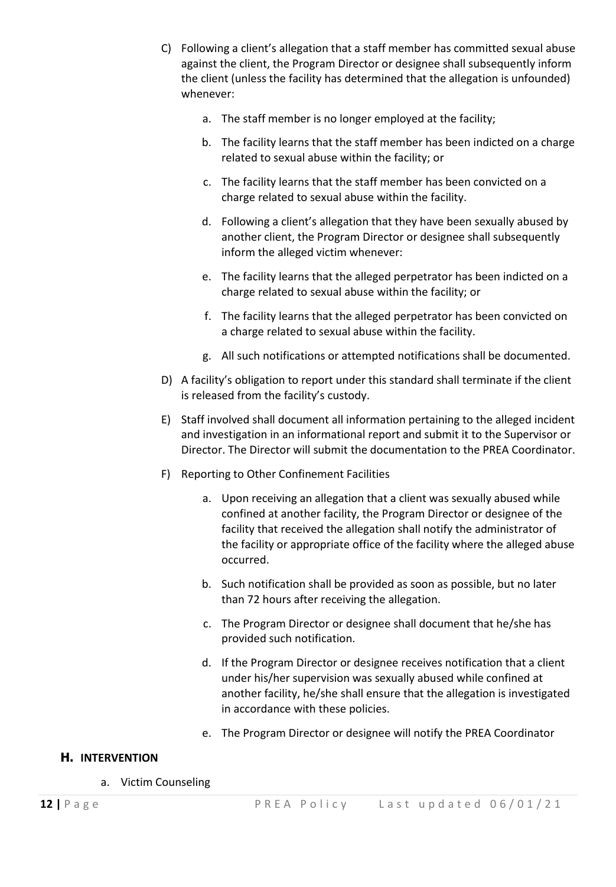C) Following a client's allegation that a staff member has committed sexual abuse against the client, the Program Director or designee shall subsequently inform the client (unless the facility has determined that the allegation is unfounded) whenever:

   a. The staff member is no longer employed at the facility;

   b. The facility learns that the staff member has been indicted on a charge related to sexual abuse within the facility; or

   c. The facility learns that the staff member has been convicted on a charge related to sexual abuse within the facility.

   d. Following a client's allegation that they have been sexually abused by another client, the Program Director or designee shall subsequently inform the alleged victim whenever:

   e. The facility learns that the alleged perpetrator has been indicted on a charge related to sexual abuse within the facility; or

   f. The facility learns that the alleged perpetrator has been convicted on a charge related to sexual abuse within the facility.

   g. All such notifications or attempted notifications shall be documented.

D) A facility's obligation to report under this standard shall terminate if the client is released from the facility's custody.

E) Staff involved shall document all information pertaining to the alleged incident and investigation in an informational report and submit it to the Supervisor or Director. The Director will submit the documentation to the PREA Coordinator.

F) Reporting to Other Confinement Facilities

   a. Upon receiving an allegation that a client was sexually abused while confined at another facility, the Program Director or designee of the facility that received the allegation shall notify the administrator of the facility or appropriate office of the facility where the alleged abuse occurred.

   b. Such notification shall be provided as soon as possible, but no later than 72 hours after receiving the allegation.

   c. The Program Director or designee shall document that he/she has provided such notification.

   d. If the Program Director or designee receives notification that a client under his/her supervision was sexually abused while confined at another facility, he/she shall ensure that the allegation is investigated in accordance with these policies.

   e. The Program Director or designee will notify the PREA Coordinator

## H. INTERVENTION

a. Victim Counseling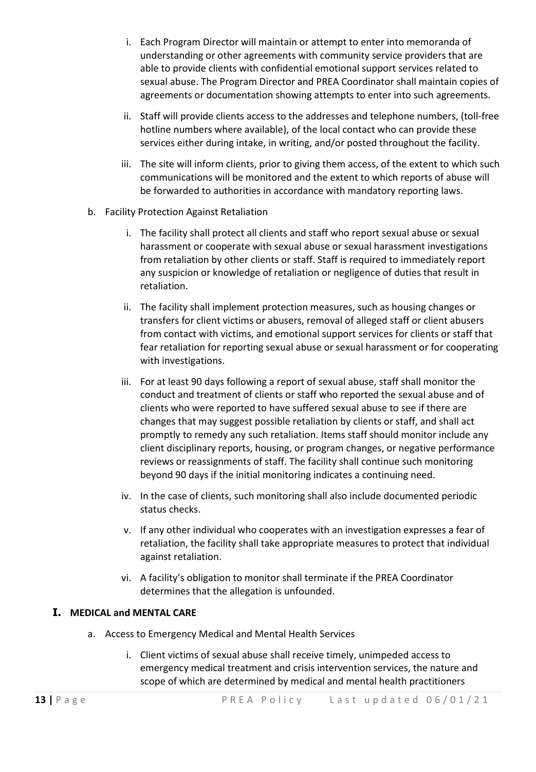i. Each Program Director will maintain or attempt to enter into memoranda of understanding or other agreements with community service providers that are able to provide clients with confidential emotional support services related to sexual abuse. The Program Director and PREA Coordinator shall maintain copies of agreements or documentation showing attempts to enter into such agreements.

   ii. Staff will provide clients access to the addresses and telephone numbers, (toll-free hotline numbers where available), of the local contact who can provide these services either during intake, in writing, and/or posted throughout the facility.

   iii. The site will inform clients, prior to giving them access, of the extent to which such communications will be monitored and the extent to which reports of abuse will be forwarded to authorities in accordance with mandatory reporting laws.

b. Facility Protection Against Retaliation

   i. The facility shall protect all clients and staff who report sexual abuse or sexual harassment or cooperate with sexual abuse or sexual harassment investigations from retaliation by other clients or staff. Staff is required to immediately report any suspicion or knowledge of retaliation or negligence of duties that result in retaliation.

   ii. The facility shall implement protection measures, such as housing changes or transfers for client victims or abusers, removal of alleged staff or client abusers from contact with victims, and emotional support services for clients or staff that fear retaliation for reporting sexual abuse or sexual harassment or for cooperating with investigations.

   iii. For at least 90 days following a report of sexual abuse, staff shall monitor the conduct and treatment of clients or staff who reported the sexual abuse and of clients who were reported to have suffered sexual abuse to see if there are changes that may suggest possible retaliation by clients or staff, and shall act promptly to remedy any such retaliation. Items staff should monitor include any client disciplinary reports, housing, or program changes, or negative performance reviews or reassignments of staff. The facility shall continue such monitoring beyond 90 days if the initial monitoring indicates a continuing need.

   iv. In the case of clients, such monitoring shall also include documented periodic status checks.

   v. If any other individual who cooperates with an investigation expresses a fear of retaliation, the facility shall take appropriate measures to protect that individual against retaliation.

   vi. A facility's obligation to monitor shall terminate if the PREA Coordinator determines that the allegation is unfounded.

## I. MEDICAL and MENTAL CARE

a. Access to Emergency Medical and Mental Health Services

   i. Client victims of sexual abuse shall receive timely, unimpeded access to emergency medical treatment and crisis intervention services, the nature and scope of which are determined by medical and mental health practitioners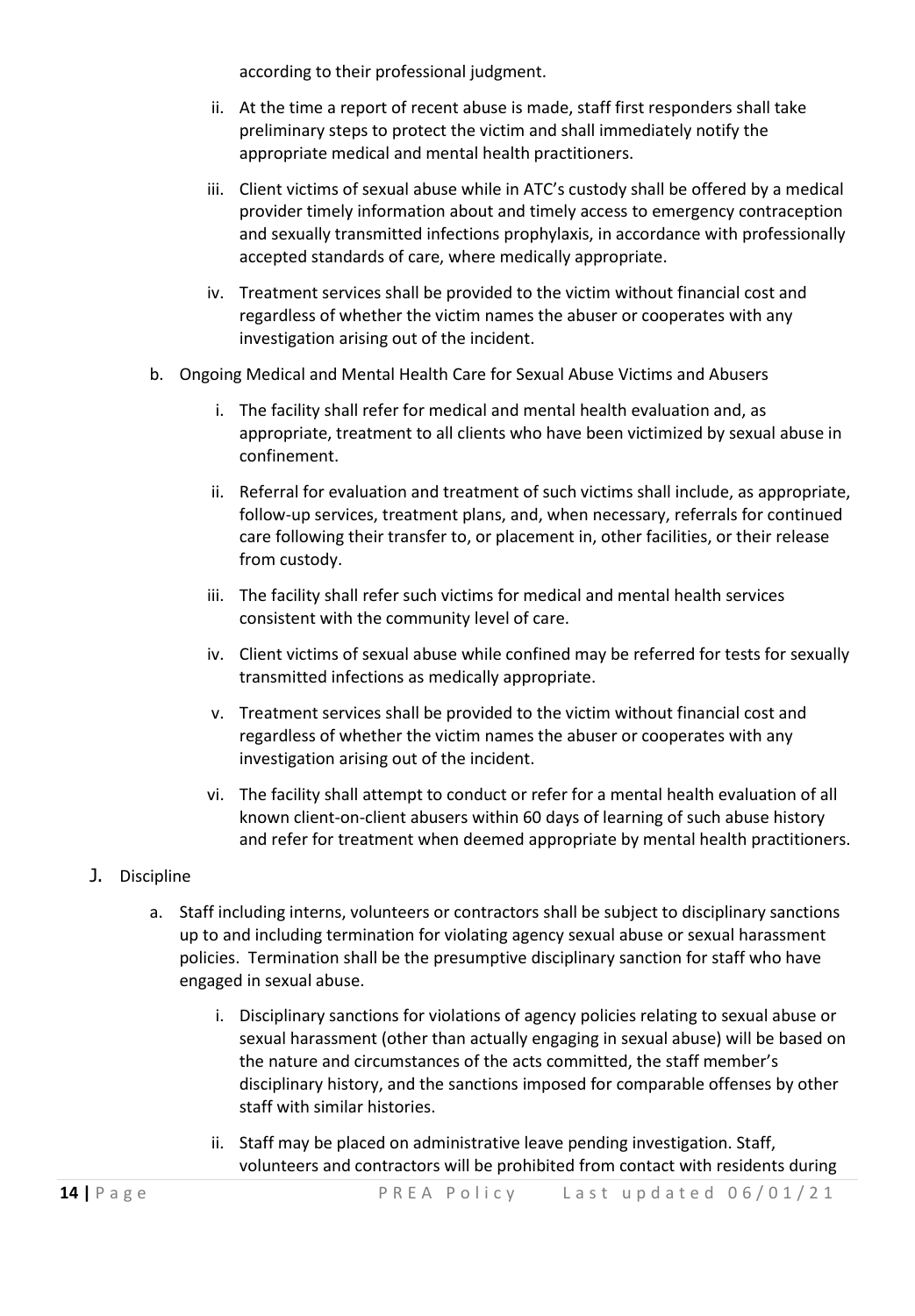according to their professional judgment.

ii. At the time a report of recent abuse is made, staff first responders shall take preliminary steps to protect the victim and shall immediately notify the appropriate medical and mental health practitioners.

iii. Client victims of sexual abuse while in ATC's custody shall be offered by a medical provider timely information about and timely access to emergency contraception and sexually transmitted infections prophylaxis, in accordance with professionally accepted standards of care, where medically appropriate.

iv. Treatment services shall be provided to the victim without financial cost and regardless of whether the victim names the abuser or cooperates with any investigation arising out of the incident.

b. Ongoing Medical and Mental Health Care for Sexual Abuse Victims and Abusers

i. The facility shall refer for medical and mental health evaluation and, as appropriate, treatment to all clients who have been victimized by sexual abuse in confinement.

ii. Referral for evaluation and treatment of such victims shall include, as appropriate, follow-up services, treatment plans, and, when necessary, referrals for continued care following their transfer to, or placement in, other facilities, or their release from custody.

iii. The facility shall refer such victims for medical and mental health services consistent with the community level of care.

iv. Client victims of sexual abuse while confined may be referred for tests for sexually transmitted infections as medically appropriate.

v. Treatment services shall be provided to the victim without financial cost and regardless of whether the victim names the abuser or cooperates with any investigation arising out of the incident.

vi. The facility shall attempt to conduct or refer for a mental health evaluation of all known client-on-client abusers within 60 days of learning of such abuse history and refer for treatment when deemed appropriate by mental health practitioners.

J. Discipline

a. Staff including interns, volunteers or contractors shall be subject to disciplinary sanctions up to and including termination for violating agency sexual abuse or sexual harassment policies. Termination shall be the presumptive disciplinary sanction for staff who have engaged in sexual abuse.

i. Disciplinary sanctions for violations of agency policies relating to sexual abuse or sexual harassment (other than actually engaging in sexual abuse) will be based on the nature and circumstances of the acts committed, the staff member's disciplinary history, and the sanctions imposed for comparable offenses by other staff with similar histories.

ii. Staff may be placed on administrative leave pending investigation. Staff, volunteers and contractors will be prohibited from contact with residents during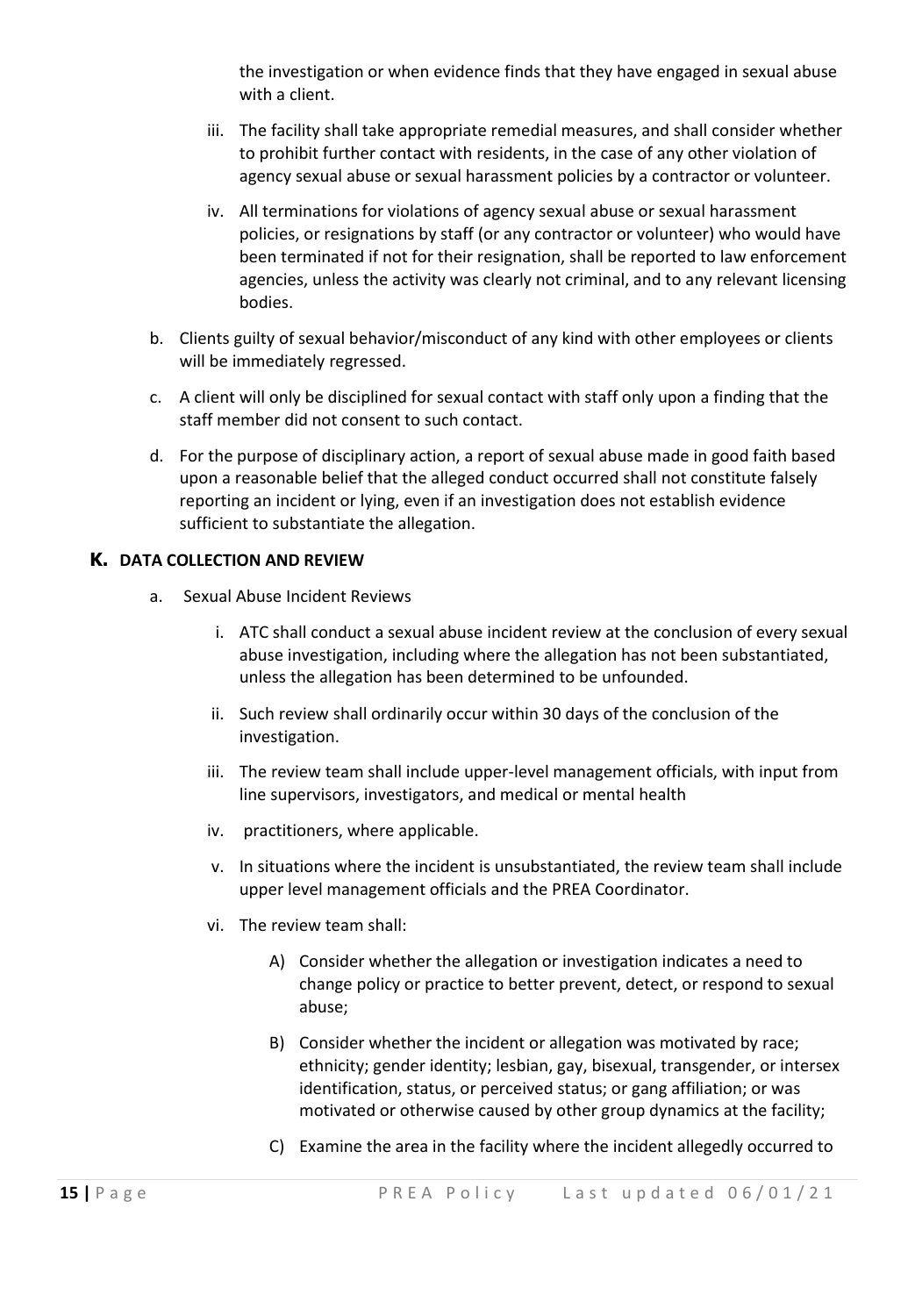the investigation or when evidence finds that they have engaged in sexual abuse with a client.

iii. The facility shall take appropriate remedial measures, and shall consider whether to prohibit further contact with residents, in the case of any other violation of agency sexual abuse or sexual harassment policies by a contractor or volunteer.

iv. All terminations for violations of agency sexual abuse or sexual harassment policies, or resignations by staff (or any contractor or volunteer) who would have been terminated if not for their resignation, shall be reported to law enforcement agencies, unless the activity was clearly not criminal, and to any relevant licensing bodies.

b. Clients guilty of sexual behavior/misconduct of any kind with other employees or clients will be immediately regressed.

c. A client will only be disciplined for sexual contact with staff only upon a finding that the staff member did not consent to such contact.

d. For the purpose of disciplinary action, a report of sexual abuse made in good faith based upon a reasonable belief that the alleged conduct occurred shall not constitute falsely reporting an incident or lying, even if an investigation does not establish evidence sufficient to substantiate the allegation.

## K. DATA COLLECTION AND REVIEW

a. Sexual Abuse Incident Reviews

i. ATC shall conduct a sexual abuse incident review at the conclusion of every sexual abuse investigation, including where the allegation has not been substantiated, unless the allegation has been determined to be unfounded.

ii. Such review shall ordinarily occur within 30 days of the conclusion of the investigation.

iii. The review team shall include upper-level management officials, with input from line supervisors, investigators, and medical or mental health

iv. practitioners, where applicable.

v. In situations where the incident is unsubstantiated, the review team shall include upper level management officials and the PREA Coordinator.

vi. The review team shall:

A) Consider whether the allegation or investigation indicates a need to change policy or practice to better prevent, detect, or respond to sexual abuse;

B) Consider whether the incident or allegation was motivated by race; ethnicity; gender identity; lesbian, gay, bisexual, transgender, or intersex identification, status, or perceived status; or gang affiliation; or was motivated or otherwise caused by other group dynamics at the facility;

C) Examine the area in the facility where the incident allegedly occurred to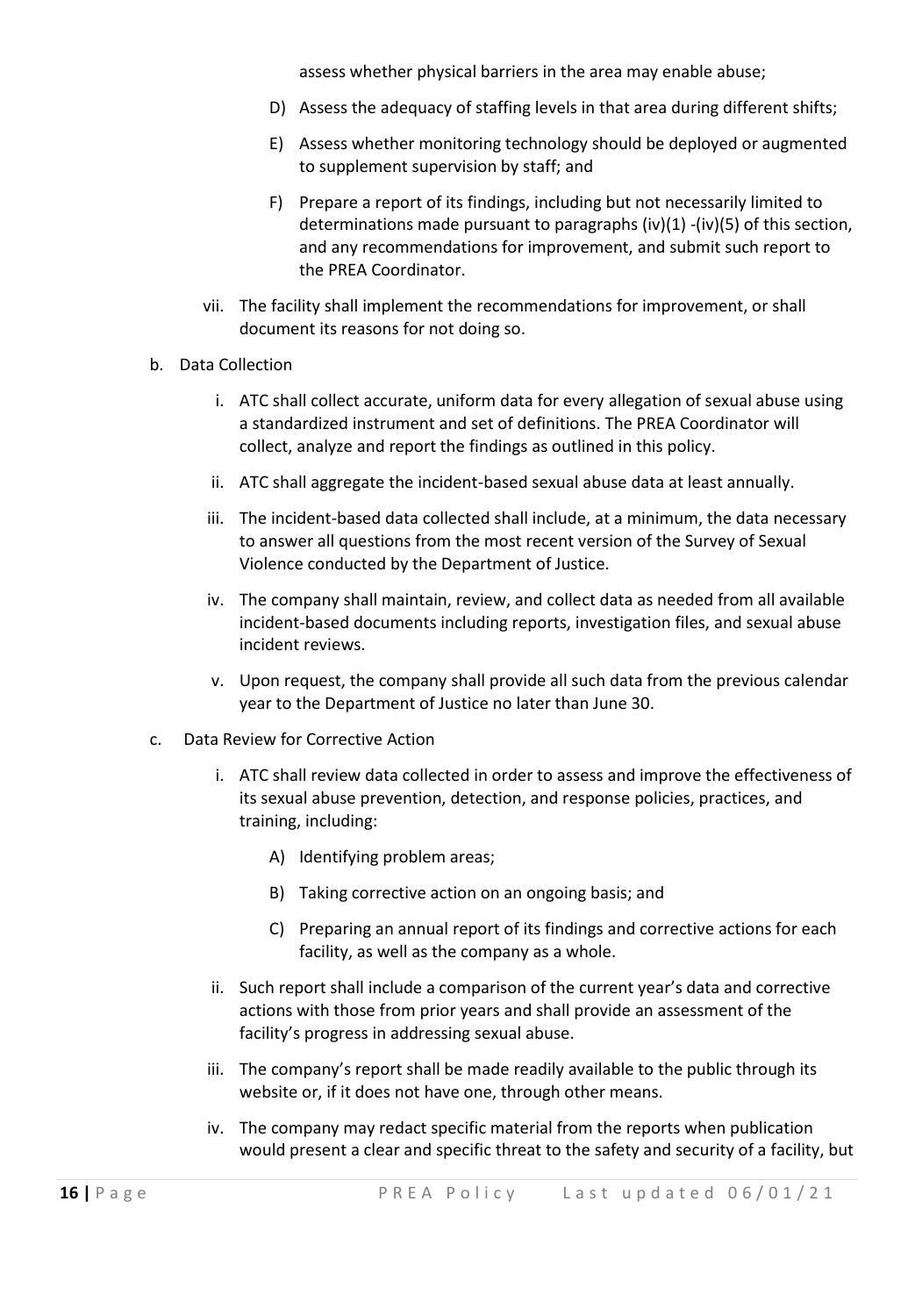assess whether physical barriers in the area may enable abuse;

D) Assess the adequacy of staffing levels in that area during different shifts;

E) Assess whether monitoring technology should be deployed or augmented to supplement supervision by staff; and

F) Prepare a report of its findings, including but not necessarily limited to determinations made pursuant to paragraphs (iv)(1) -(iv)(5) of this section, and any recommendations for improvement, and submit such report to the PREA Coordinator.

vii. The facility shall implement the recommendations for improvement, or shall document its reasons for not doing so.

b. Data Collection

i. ATC shall collect accurate, uniform data for every allegation of sexual abuse using a standardized instrument and set of definitions. The PREA Coordinator will collect, analyze and report the findings as outlined in this policy.

ii. ATC shall aggregate the incident-based sexual abuse data at least annually.

iii. The incident-based data collected shall include, at a minimum, the data necessary to answer all questions from the most recent version of the Survey of Sexual Violence conducted by the Department of Justice.

iv. The company shall maintain, review, and collect data as needed from all available incident-based documents including reports, investigation files, and sexual abuse incident reviews.

v. Upon request, the company shall provide all such data from the previous calendar year to the Department of Justice no later than June 30.

c. Data Review for Corrective Action

i. ATC shall review data collected in order to assess and improve the effectiveness of its sexual abuse prevention, detection, and response policies, practices, and training, including:

A) Identifying problem areas;

B) Taking corrective action on an ongoing basis; and

C) Preparing an annual report of its findings and corrective actions for each facility, as well as the company as a whole.

ii. Such report shall include a comparison of the current year's data and corrective actions with those from prior years and shall provide an assessment of the facility's progress in addressing sexual abuse.

iii. The company's report shall be made readily available to the public through its website or, if it does not have one, through other means.

iv. The company may redact specific material from the reports when publication would present a clear and specific threat to the safety and security of a facility, but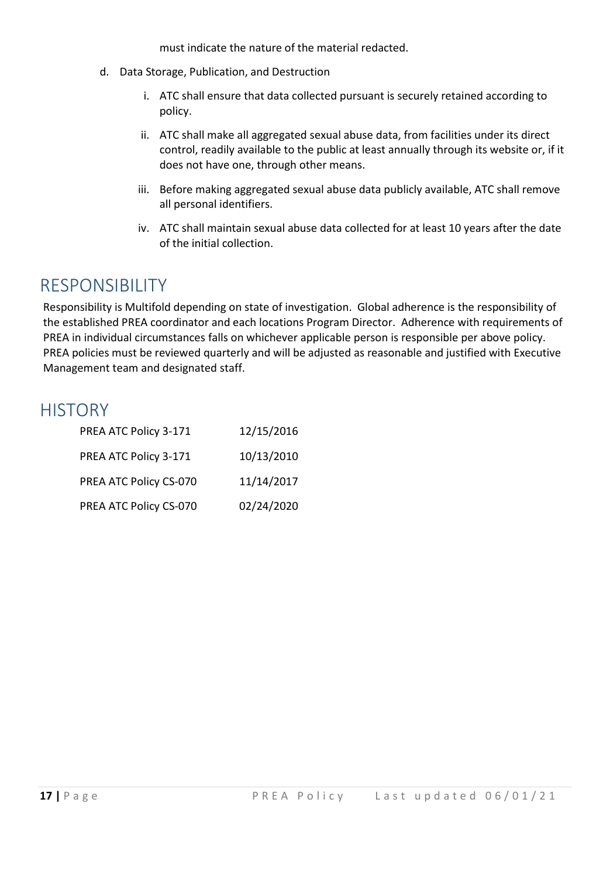must indicate the nature of the material redacted.

d. Data Storage, Publication, and Destruction

   i. ATC shall ensure that data collected pursuant is securely retained according to policy.

   ii. ATC shall make all aggregated sexual abuse data, from facilities under its direct control, readily available to the public at least annually through its website or, if it does not have one, through other means.

   iii. Before making aggregated sexual abuse data publicly available, ATC shall remove all personal identifiers.

   iv. ATC shall maintain sexual abuse data collected for at least 10 years after the date of the initial collection.

# RESPONSIBILITY

Responsibility is Multifold depending on state of investigation. Global adherence is the responsibility of the established PREA coordinator and each locations Program Director. Adherence with requirements of PREA in individual circumstances falls on whichever applicable person is responsible per above policy. PREA policies must be reviewed quarterly and will be adjusted as reasonable and justified with Executive Management team and designated staff.

# HISTORY

| | |
|---|---|
| PREA ATC Policy 3-171 | 12/15/2016 |
| PREA ATC Policy 3-171 | 10/13/2010 |
| PREA ATC Policy CS-070 | 11/14/2017 |
| PREA ATC Policy CS-070 | 02/24/2020 |